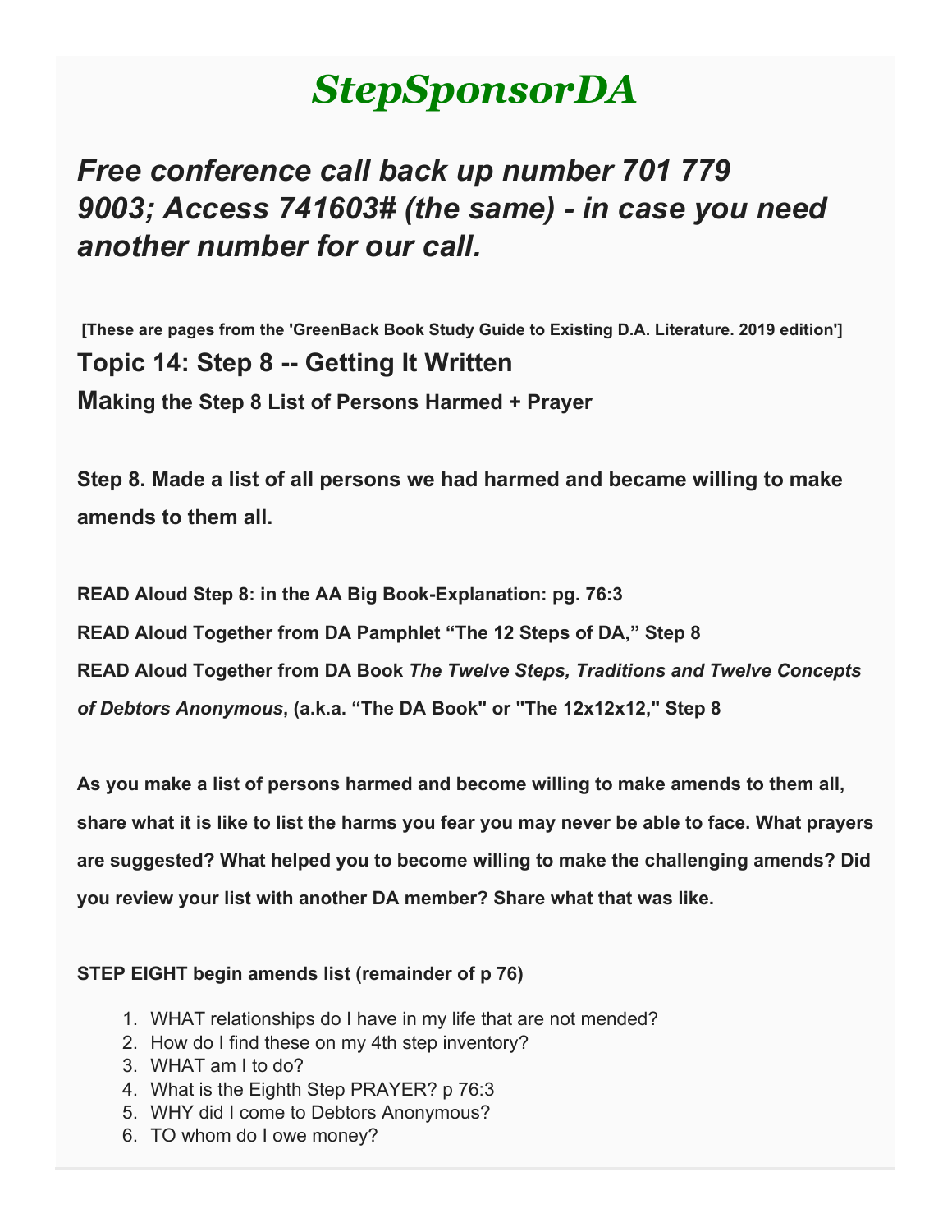# *StepSponsorDA*

## *Free conference call back up number 701 779 9003; Access 741603# (the same) - in case you need another number for our call.*

**[These are pages from the 'GreenBack Book Study Guide to Existing D.A. Literature. 2019 edition']**

### Topic 14: Step 8 -- Getting It Written

**Making the Step 8 List of Persons Harmed + Prayer**

**Step 8. Made a list of all persons we had harmed and became willing to make amends to them all.**

**READ Aloud Step 8: in the AA Big Book-Explanation: pg. 76:3**

**READ Aloud Together from DA Pamphlet "The 12 Steps of DA," Step 8**

**READ Aloud Together from DA Book *The Twelve Steps, Traditions and Twelve Concepts of Debtors Anonymous*, (a.k.a. "The DA Book" or "The 12x12x12," Step 8**

**As you make a list of persons harmed and become willing to make amends to them all, share what it is like to list the harms you fear you may never be able to face. What prayers are suggested? What helped you to become willing to make the challenging amends? Did you review your list with another DA member? Share what that was like.**

**STEP EIGHT begin amends list (remainder of p 76)**

1. WHAT relationships do I have in my life that are not mended?
2. How do I find these on my 4th step inventory?
3. WHAT am I to do?
4. What is the Eighth Step PRAYER? p 76:3
5. WHY did I come to Debtors Anonymous?
6. TO whom do I owe money?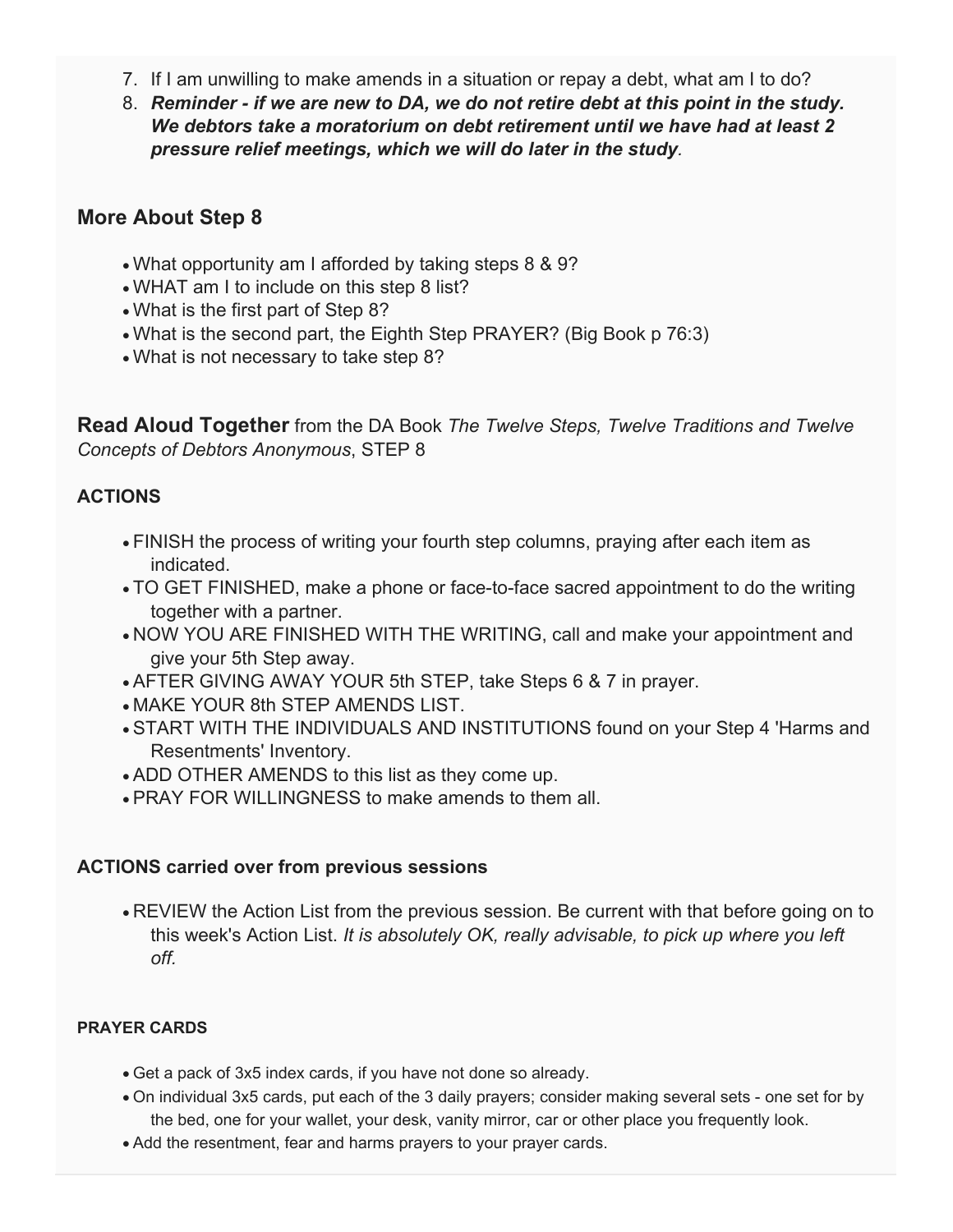7. If I am unwilling to make amends in a situation or repay a debt, what am I to do?
8. ***Reminder - if we are new to DA, we do not retire debt at this point in the study. We debtors take a moratorium on debt retirement until we have had at least 2 pressure relief meetings, which we will do later in the study***.

## More About Step 8

- What opportunity am I afforded by taking steps 8 & 9?
- WHAT am I to include on this step 8 list?
- What is the first part of Step 8?
- What is the second part, the Eighth Step PRAYER? (Big Book p 76:3)
- What is not necessary to take step 8?

**Read Aloud Together** from the DA Book *The Twelve Steps, Twelve Traditions and Twelve Concepts of Debtors Anonymous*, STEP 8

### ACTIONS

- FINISH the process of writing your fourth step columns, praying after each item as indicated.
- TO GET FINISHED, make a phone or face-to-face sacred appointment to do the writing together with a partner.
- NOW YOU ARE FINISHED WITH THE WRITING, call and make your appointment and give your 5th Step away.
- AFTER GIVING AWAY YOUR 5th STEP, take Steps 6 & 7 in prayer.
- MAKE YOUR 8th STEP AMENDS LIST.
- START WITH THE INDIVIDUALS AND INSTITUTIONS found on your Step 4 'Harms and Resentments' Inventory.
- ADD OTHER AMENDS to this list as they come up.
- PRAY FOR WILLINGNESS to make amends to them all.

### ACTIONS carried over from previous sessions

- REVIEW the Action List from the previous session. Be current with that before going on to this week's Action List. *It is absolutely OK, really advisable, to pick up where you left off.*

#### PRAYER CARDS

- Get a pack of 3x5 index cards, if you have not done so already.
- On individual 3x5 cards, put each of the 3 daily prayers; consider making several sets - one set for by the bed, one for your wallet, your desk, vanity mirror, car or other place you frequently look.
- Add the resentment, fear and harms prayers to your prayer cards.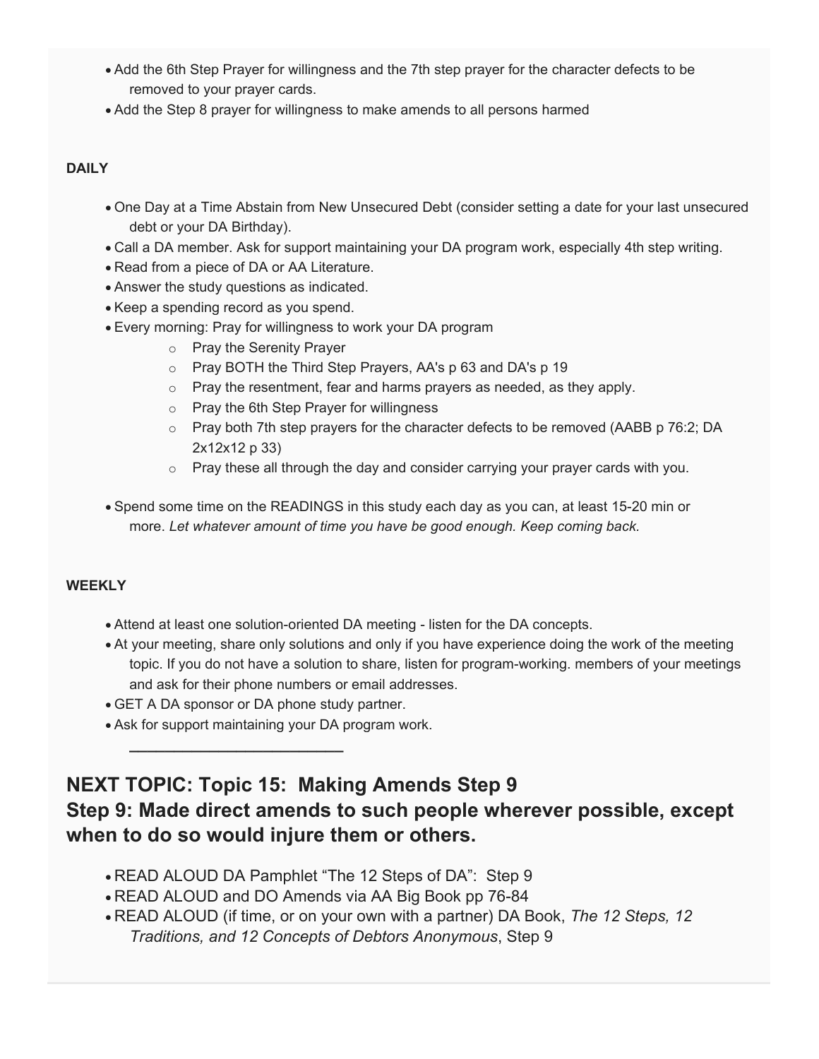- Add the 6th Step Prayer for willingness and the 7th step prayer for the character defects to be removed to your prayer cards.
- Add the Step 8 prayer for willingness to make amends to all persons harmed

**DAILY**

- One Day at a Time Abstain from New Unsecured Debt (consider setting a date for your last unsecured debt or your DA Birthday).
- Call a DA member. Ask for support maintaining your DA program work, especially 4th step writing.
- Read from a piece of DA or AA Literature.
- Answer the study questions as indicated.
- Keep a spending record as you spend.
- Every morning: Pray for willingness to work your DA program
  - Pray the Serenity Prayer
  - Pray BOTH the Third Step Prayers, AA's p 63 and DA's p 19
  - Pray the resentment, fear and harms prayers as needed, as they apply.
  - Pray the 6th Step Prayer for willingness
  - Pray both 7th step prayers for the character defects to be removed (AABB p 76:2; DA 2x12x12 p 33)
  - Pray these all through the day and consider carrying your prayer cards with you.

- Spend some time on the READINGS in this study each day as you can, at least 15-20 min or more. *Let whatever amount of time you have be good enough. Keep coming back.*

**WEEKLY**

- Attend at least one solution-oriented DA meeting - listen for the DA concepts.
- At your meeting, share only solutions and only if you have experience doing the work of the meeting topic. If you do not have a solution to share, listen for program-working. members of your meetings and ask for their phone numbers or email addresses.
- GET A DA sponsor or DA phone study partner.
- Ask for support maintaining your DA program work.

---

## NEXT TOPIC: Topic 15: Making Amends Step 9
## Step 9: Made direct amends to such people wherever possible, except when to do so would injure them or others.

- READ ALOUD DA Pamphlet "The 12 Steps of DA": Step 9
- READ ALOUD and DO Amends via AA Big Book pp 76-84
- READ ALOUD (if time, or on your own with a partner) DA Book, *The 12 Steps, 12 Traditions, and 12 Concepts of Debtors Anonymous*, Step 9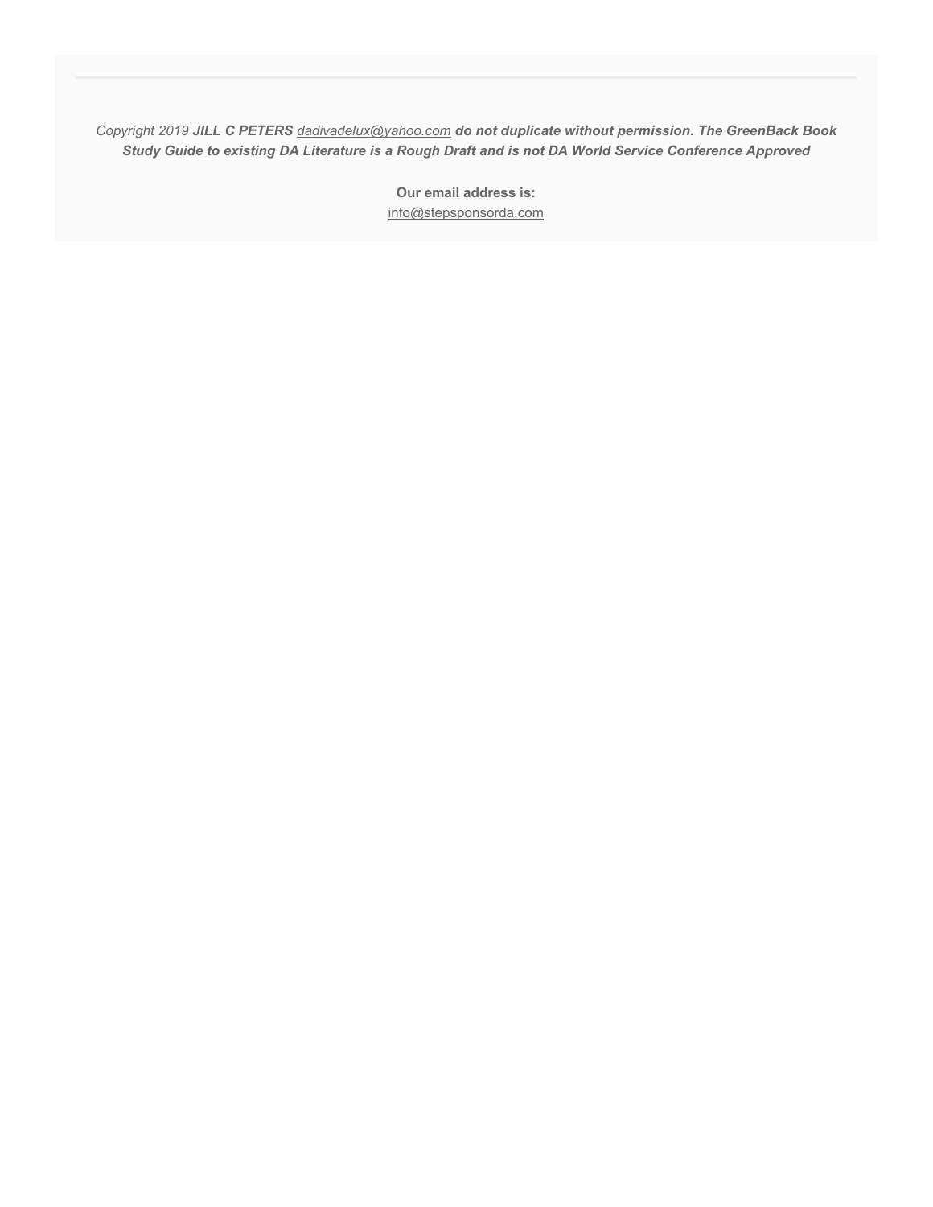---

*Copyright 2019* ***JILL C PETERS*** *dadivadelux@yahoo.com* ***do not duplicate without permission. The GreenBack Book Study Guide to existing DA Literature is a Rough Draft and is not DA World Service Conference Approved***

**Our email address is:**
info@stepsponsorda.com